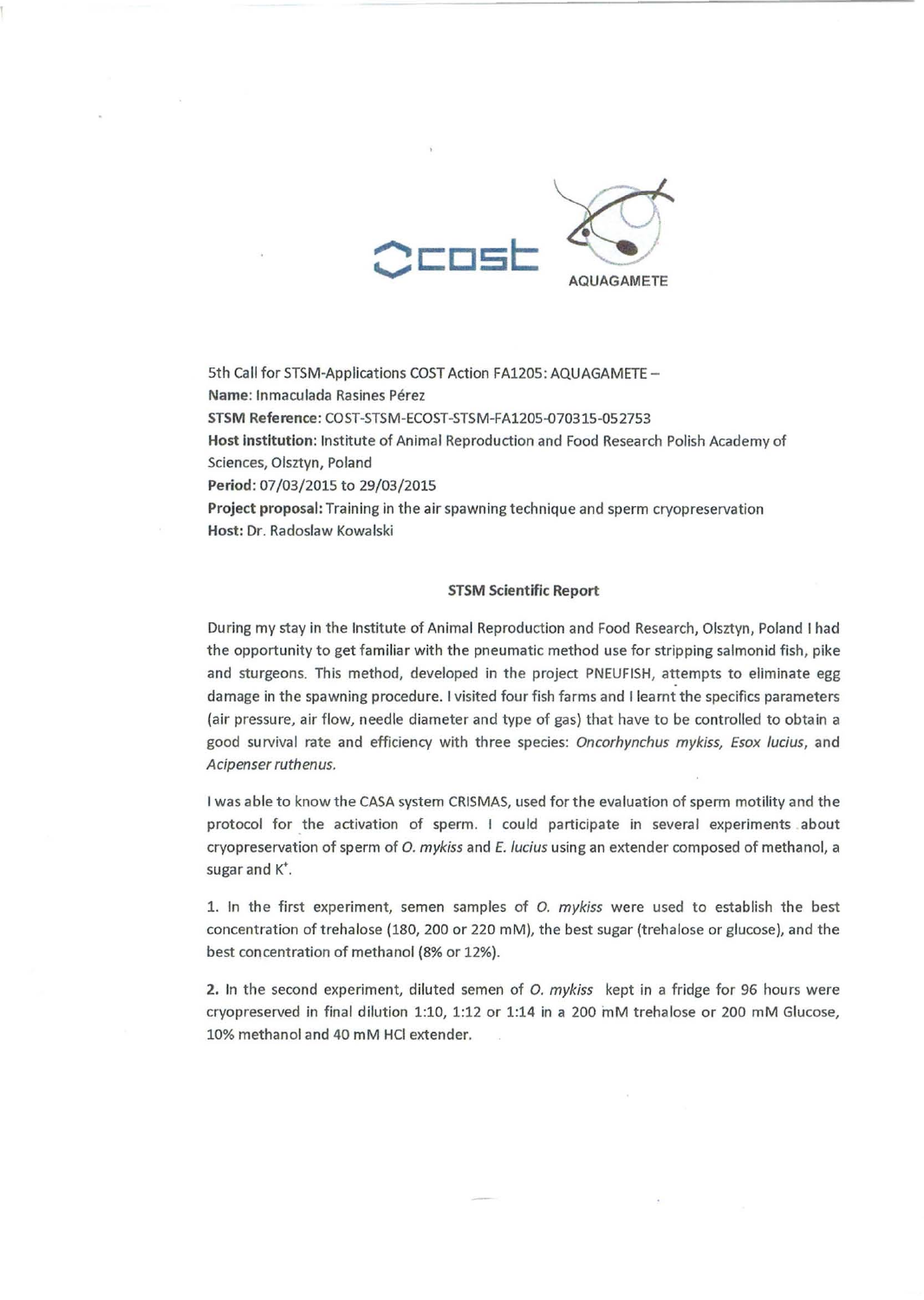cost AQUAGAMETE

5th Call for STSM-Applications COST Action FA1205: AQUAGAMETE –
**Name:** Inmaculada Rasines Pérez
**STSM Reference:** COST-STSM-ECOST-STSM-FA1205-070315-052753
**Host institution:** Institute of Animal Reproduction and Food Research Polish Academy of Sciences, Olsztyn, Poland
**Period:** 07/03/2015 to 29/03/2015
**Project proposal:** Training in the air spawning technique and sperm cryopreservation
**Host:** Dr. Radoslaw Kowalski

**STSM Scientific Report**

During my stay in the Institute of Animal Reproduction and Food Research, Olsztyn, Poland I had the opportunity to get familiar with the pneumatic method use for stripping salmonid fish, pike and sturgeons. This method, developed in the project PNEUFISH, attempts to eliminate egg damage in the spawning procedure. I visited four fish farms and I learnt the specifics parameters (air pressure, air flow, needle diameter and type of gas) that have to be controlled to obtain a good survival rate and efficiency with three species: *Oncorhynchus mykiss, Esox lucius*, and *Acipenser ruthenus.*

I was able to know the CASA system CRISMAS, used for the evaluation of sperm motility and the protocol for the activation of sperm. I could participate in several experiments about cryopreservation of sperm of *O. mykiss* and *E. lucius* using an extender composed of methanol, a sugar and $K^+$.

**1.** In the first experiment, semen samples of *O. mykiss* were used to establish the best concentration of trehalose (180, 200 or 220 mM), the best sugar (trehalose or glucose), and the best concentration of methanol (8% or 12%).

**2.** In the second experiment, diluted semen of *O. mykiss* kept in a fridge for 96 hours were cryopreserved in final dilution 1:10, 1:12 or 1:14 in a 200 mM trehalose or 200 mM Glucose, 10% methanol and 40 mM HCl extender.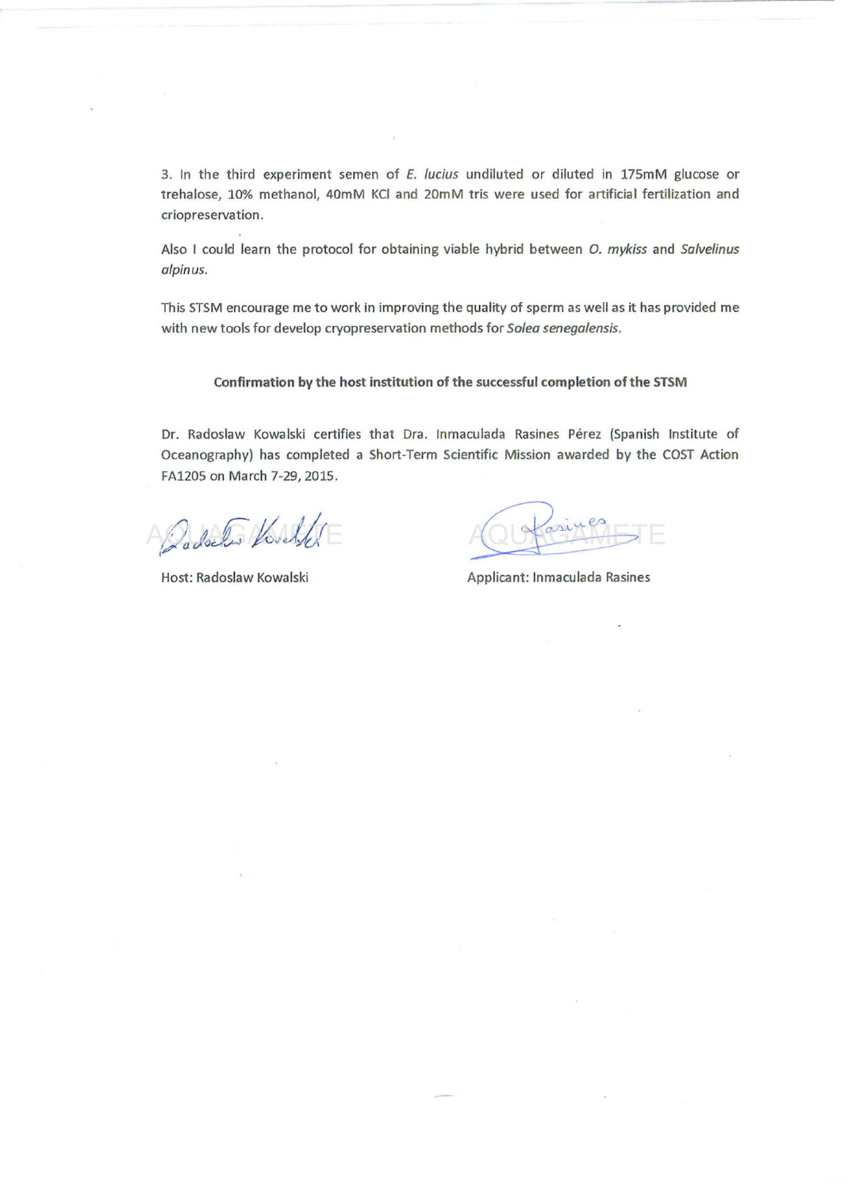3. In the third experiment semen of *E. lucius* undiluted or diluted in 175mM glucose or trehalose, 10% methanol, 40mM KCl and 20mM tris were used for artificial fertilization and criopreservation.

Also I could learn the protocol for obtaining viable hybrid between *O. mykiss* and *Salvelinus alpinus*.

This STSM encourage me to work in improving the quality of sperm as well as it has provided me with new tools for develop cryopreservation methods for *Solea senegalensis*.

**Confirmation by the host institution of the successful completion of the STSM**

Dr. Radoslaw Kowalski certifies that Dra. Inmaculada Rasines Pérez (Spanish Institute of Oceanography) has completed a Short-Term Scientific Mission awarded by the COST Action FA1205 on March 7-29, 2015.

Host: Radoslaw Kowalski

Applicant: Inmaculada Rasines